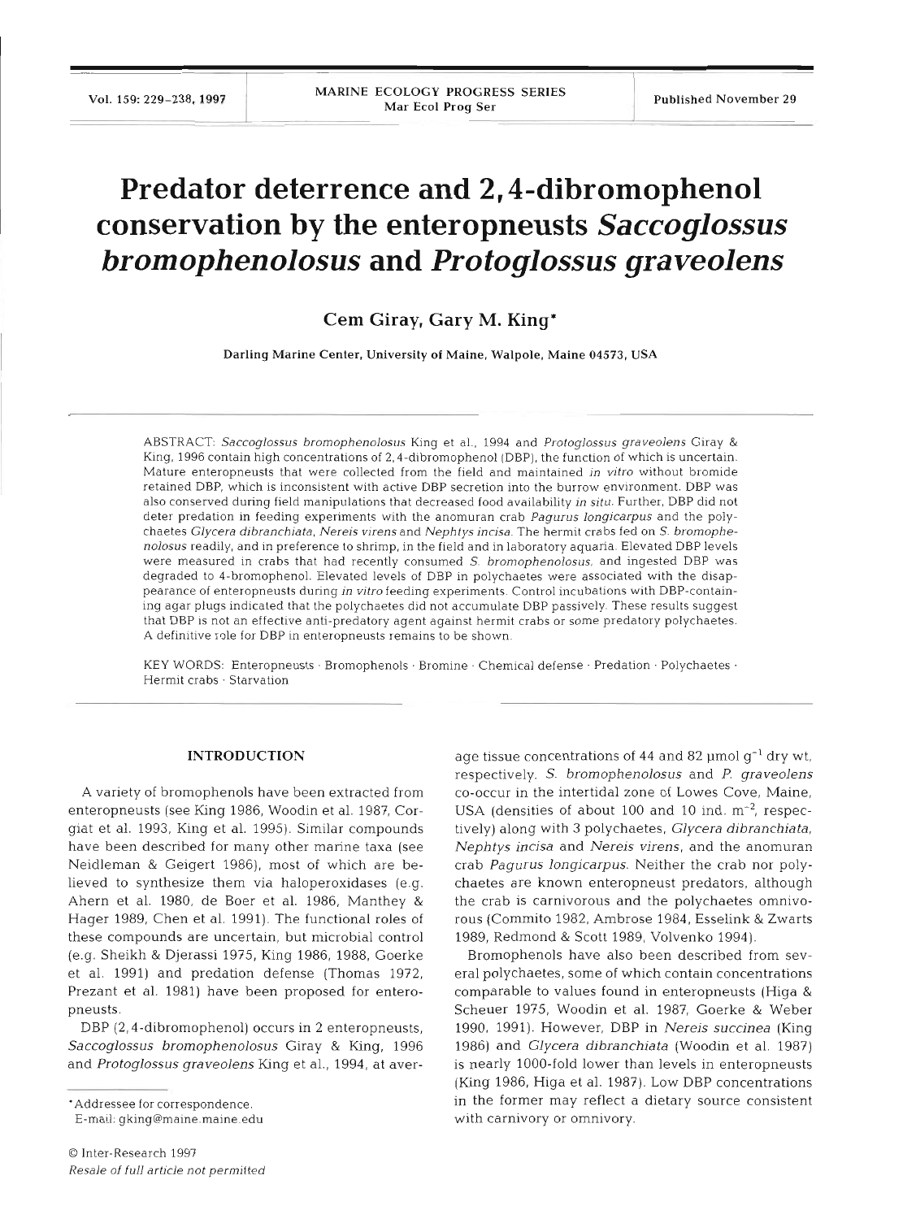# Predator deterrence and 2,4-dibromophenol conservation by the enteropneusts *Saccoglossus bromophenolosus* and *Protoglossus graveolens*

**Cem Giray, Gary M. King***

Darling Marine Center, University of Maine, Walpole, Maine 04573, USA

ABSTRACT: *Saccoglossus bromophenolosus* King et al., 1994 and *Protoglossus graveolens* Giray & King, 1996 contain high concentrations of 2,4-dibromophenol (DBP), the function of which is uncertain. Mature enteropneusts that were collected from the field and maintained *in vitro* without bromide retained DBP, which is inconsistent with active DBP secretion into the burrow environment. DBP was also conserved during field manipulations that decreased food availability *in situ*. Further, DBP did not deter predation in feeding experiments with the anomuran crab *Pagurus longicarpus* and the polychaetes *Glycera dibranchiata*, *Nereis virens* and *Nephtys incisa*. The hermit crabs fed on *S. bromophenolosus* readily, and in preference to shrimp, in the field and in laboratory aquaria. Elevated DBP levels were measured in crabs that had recently consumed *S. bromophenolosus*, and ingested DBP was degraded to 4-bromophenol. Elevated levels of DBP in polychaetes were associated with the disappearance of enteropneusts during *in vitro* feeding experiments. Control incubations with DBP-containing agar plugs indicated that the polychaetes did not accumulate DBP passively. These results suggest that DBP is not an effective anti-predatory agent against hermit crabs or some predatory polychaetes. A definitive role for DBP in enteropneusts remains to be shown.

KEY WORDS: Enteropneusts · Bromophenols · Bromine · Chemical defense · Predation · Polychaetes · Hermit crabs · Starvation

## INTRODUCTION

A variety of bromophenols have been extracted from enteropneusts (see King 1986, Woodin et al. 1987, Corgiat et al. 1993, King et al. 1995). Similar compounds have been described for many other marine taxa (see Neidleman & Geigert 1986), most of which are believed to synthesize them via haloperoxidases (e.g. Ahern et al. 1980, de Boer et al. 1986, Manthey & Hager 1989, Chen et al. 1991). The functional roles of these compounds are uncertain, but microbial control (e.g. Sheikh & Djerassi 1975, King 1986, 1988, Goerke et al. 1991) and predation defense (Thomas 1972, Prezant et al. 1981) have been proposed for enteropneusts.

DBP (2,4-dibromophenol) occurs in 2 enteropneusts, *Saccoglossus bromophenolosus* Giray & King, 1996 and *Protoglossus graveolens* King et al., 1994, at average tissue concentrations of 44 and 82 µmol $g^{-1}$ dry wt, respectively. *S. bromophenolosus* and *P. graveolens* co-occur in the intertidal zone of Lowes Cove, Maine, USA (densities of about 100 and 10 ind. $m^{-2}$, respectively) along with 3 polychaetes, *Glycera dibranchiata*, *Nephtys incisa* and *Nereis virens*, and the anomuran crab *Pagurus longicarpus*. Neither the crab nor polychaetes are known enteropneust predators, although the crab is carnivorous and the polychaetes omnivorous (Commito 1982, Ambrose 1984, Esselink & Zwarts 1989, Redmond & Scott 1989, Volvenko 1994).

Bromophenols have also been described from several polychaetes, some of which contain concentrations comparable to values found in enteropneusts (Higa & Scheuer 1975, Woodin et al. 1987, Goerke & Weber 1990, 1991). However, DBP in *Nereis succinea* (King 1986) and *Glycera dibranchiata* (Woodin et al. 1987) is nearly 1000-fold lower than levels in enteropneusts (King 1986, Higa et al. 1987). Low DBP concentrations in the former may reflect a dietary source consistent with carnivory or omnivory.

*Addressee for correspondence.
E-mail: gking@maine.maine.edu

© Inter-Research 1997
*Resale of full article not permitted*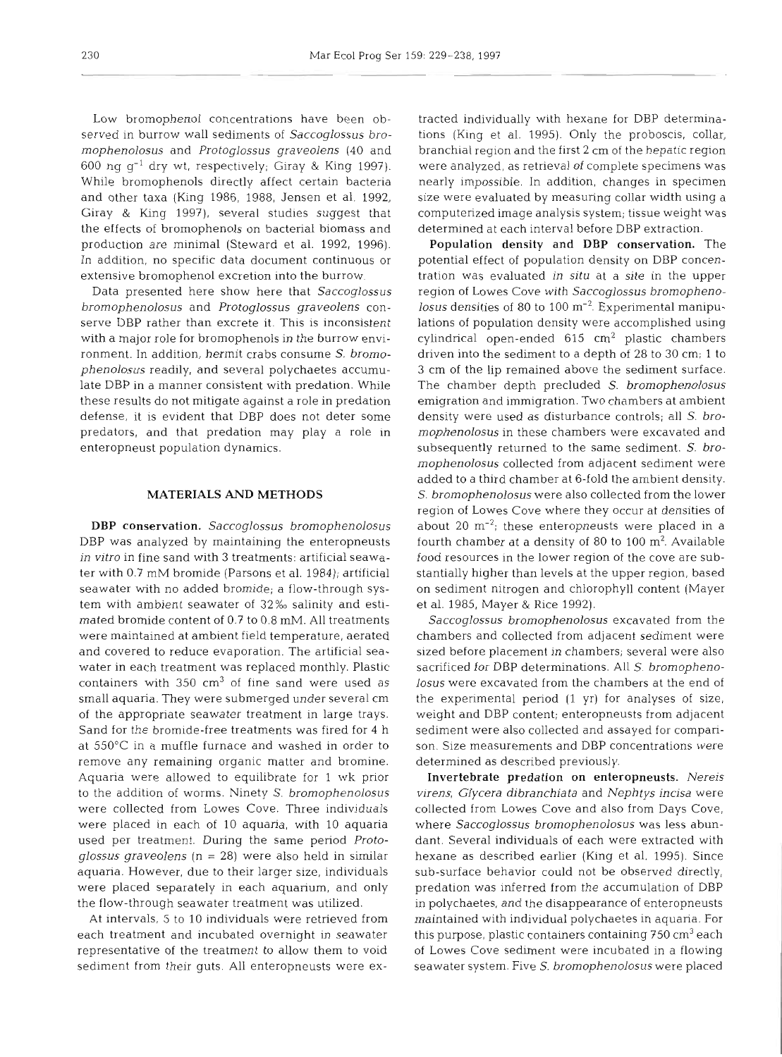Low bromophenol concentrations have been observed in burrow wall sediments of *Saccoglossus bromophenolosus* and *Protoglossus graveolens* (40 and 600 ng $g^{-1}$ dry wt, respectively; Giray & King 1997). While bromophenols directly affect certain bacteria and other taxa (King 1986, 1988, Jensen et al. 1992, Giray & King 1997), several studies suggest that the effects of bromophenols on bacterial biomass and production are minimal (Steward et al. 1992, 1996). In addition, no specific data document continuous or extensive bromophenol excretion into the burrow.

Data presented here show here that *Saccoglossus bromophenolosus* and *Protoglossus graveolens* conserve DBP rather than excrete it. This is inconsistent with a major role for bromophenols in the burrow environment. In addition, hermit crabs consume *S. bromophenolosus* readily, and several polychaetes accumulate DBP in a manner consistent with predation. While these results do not mitigate against a role in predation defense, it is evident that DBP does not deter some predators, and that predation may play a role in enteropneust population dynamics.

## MATERIALS AND METHODS

**DBP conservation.** *Saccoglossus bromophenolosus* DBP was analyzed by maintaining the enteropneusts *in vitro* in fine sand with 3 treatments: artificial seawater with 0.7 mM bromide (Parsons et al. 1984); artificial seawater with no added bromide; a flow-through system with ambient seawater of 32‰ salinity and estimated bromide content of 0.7 to 0.8 mM. All treatments were maintained at ambient field temperature, aerated and covered to reduce evaporation. The artificial seawater in each treatment was replaced monthly. Plastic containers with 350 $cm^3$ of fine sand were used as small aquaria. They were submerged under several cm of the appropriate seawater treatment in large trays. Sand for the bromide-free treatments was fired for 4 h at 550°C in a muffle furnace and washed in order to remove any remaining organic matter and bromine. Aquaria were allowed to equilibrate for 1 wk prior to the addition of worms. Ninety *S. bromophenolosus* were collected from Lowes Cove. Three individuals were placed in each of 10 aquaria, with 10 aquaria used per treatment. During the same period *Protoglossus graveolens* (n = 28) were also held in similar aquaria. However, due to their larger size, individuals were placed separately in each aquarium, and only the flow-through seawater treatment was utilized.

At intervals, 5 to 10 individuals were retrieved from each treatment and incubated overnight in seawater representative of the treatment to allow them to void sediment from their guts. All enteropneusts were extracted individually with hexane for DBP determinations (King et al. 1995). Only the proboscis, collar, branchial region and the first 2 cm of the hepatic region were analyzed, as retrieval of complete specimens was nearly impossible. In addition, changes in specimen size were evaluated by measuring collar width using a computerized image analysis system; tissue weight was determined at each interval before DBP extraction.

**Population density and DBP conservation.** The potential effect of population density on DBP concentration was evaluated *in situ* at a site in the upper region of Lowes Cove with *Saccoglossus bromophenolosus* densities of 80 to 100 $m^{-2}$. Experimental manipulations of population density were accomplished using cylindrical open-ended 615 $cm^2$ plastic chambers driven into the sediment to a depth of 28 to 30 cm; 1 to 3 cm of the lip remained above the sediment surface. The chamber depth precluded *S. bromophenolosus* emigration and immigration. Two chambers at ambient density were used as disturbance controls; all *S. bromophenolosus* in these chambers were excavated and subsequently returned to the same sediment. *S. bromophenolosus* collected from adjacent sediment were added to a third chamber at 6-fold the ambient density. *S. bromophenolosus* were also collected from the lower region of Lowes Cove where they occur at densities of about 20 $m^{-2}$; these enteropneusts were placed in a fourth chamber at a density of 80 to 100 $m^2$. Available food resources in the lower region of the cove are substantially higher than levels at the upper region, based on sediment nitrogen and chlorophyll content (Mayer et al. 1985, Mayer & Rice 1992).

*Saccoglossus bromophenolosus* excavated from the chambers and collected from adjacent sediment were sized before placement in chambers; several were also sacrificed for DBP determinations. All *S. bromophenolosus* were excavated from the chambers at the end of the experimental period (1 yr) for analyses of size, weight and DBP content; enteropneusts from adjacent sediment were also collected and assayed for comparison. Size measurements and DBP concentrations were determined as described previously.

**Invertebrate predation on enteropneusts.** *Nereis virens*, *Glycera dibranchiata* and *Nephtys incisa* were collected from Lowes Cove and also from Days Cove, where *Saccoglossus bromophenolosus* was less abundant. Several individuals of each were extracted with hexane as described earlier (King et al. 1995). Since sub-surface behavior could not be observed directly, predation was inferred from the accumulation of DBP in polychaetes, and the disappearance of enteropneusts maintained with individual polychaetes in aquaria. For this purpose, plastic containers containing 750 $cm^3$ each of Lowes Cove sediment were incubated in a flowing seawater system. Five *S. bromophenolosus* were placed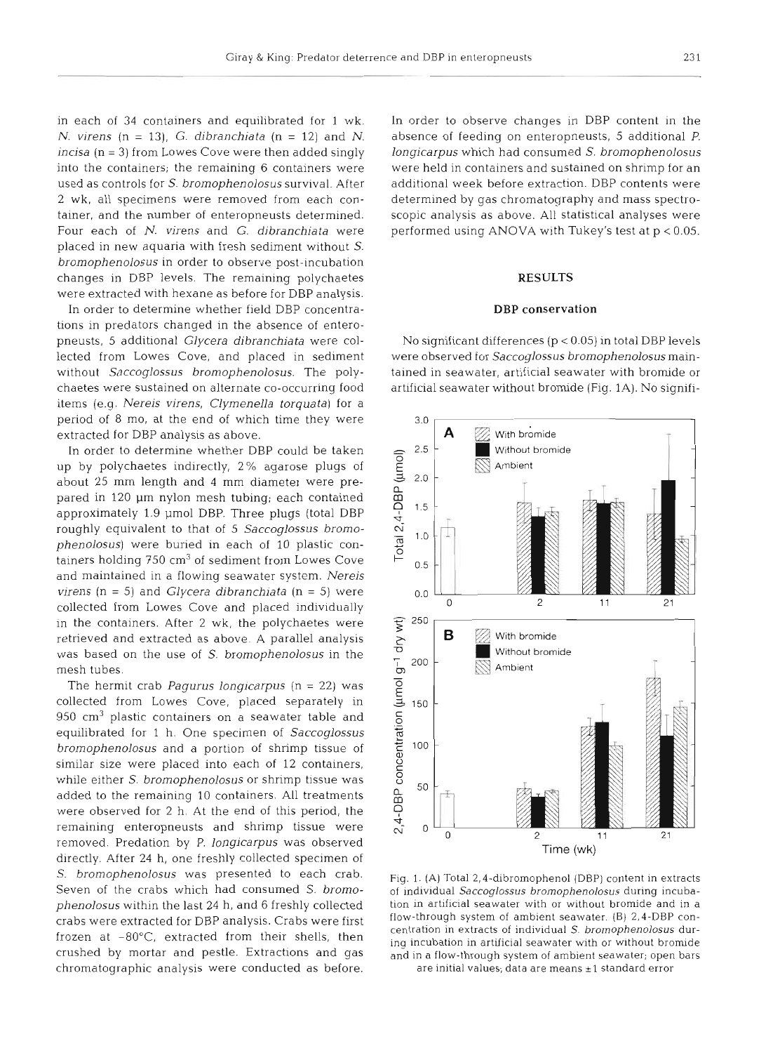in each of 34 containers and equilibrated for 1 wk. *N. virens* (n = 13), *G. dibranchiata* (n = 12) and *N. incisa* (n = 3) from Lowes Cove were then added singly into the containers; the remaining 6 containers were used as controls for *S. bromophenolosus* survival. After 2 wk, all specimens were removed from each container, and the number of enteropneusts determined. Four each of *N. virens* and *G. dibranchiata* were placed in new aquaria with fresh sediment without *S. bromophenolosus* in order to observe post-incubation changes in DBP levels. The remaining polychaetes were extracted with hexane as before for DBP analysis.

In order to determine whether field DBP concentrations in predators changed in the absence of enteropneusts, 5 additional *Glycera dibranchiata* were collected from Lowes Cove, and placed in sediment without *Saccoglossus bromophenolosus*. The polychaetes were sustained on alternate co-occurring food items (e.g. *Nereis virens*, *Clymenella torquata*) for a period of 8 mo, at the end of which time they were extracted for DBP analysis as above.

In order to determine whether DBP could be taken up by polychaetes indirectly, 2% agarose plugs of about 25 mm length and 4 mm diameter were prepared in 120 µm nylon mesh tubing; each contained approximately 1.9 µmol DBP. Three plugs (total DBP roughly equivalent to that of 5 *Saccoglossus bromophenolosus*) were buried in each of 10 plastic containers holding 750 $cm^3$ of sediment from Lowes Cove and maintained in a flowing seawater system. *Nereis virens* (n = 5) and *Glycera dibranchiata* (n = 5) were collected from Lowes Cove and placed individually in the containers. After 2 wk, the polychaetes were retrieved and extracted as above. A parallel analysis was based on the use of *S. bromophenolosus* in the mesh tubes.

The hermit crab *Pagurus longicarpus* (n = 22) was collected from Lowes Cove, placed separately in 950 $cm^3$ plastic containers on a seawater table and equilibrated for 1 h. One specimen of *Saccoglossus bromophenolosus* and a portion of shrimp tissue of similar size were placed into each of 12 containers, while either *S. bromophenolosus* or shrimp tissue was added to the remaining 10 containers. All treatments were observed for 2 h. At the end of this period, the remaining enteropneusts and shrimp tissue were removed. Predation by *P. longicarpus* was observed directly. After 24 h, one freshly collected specimen of *S. bromophenolosus* was presented to each crab. Seven of the crabs which had consumed *S. bromophenolosus* within the last 24 h, and 6 freshly collected crabs were extracted for DBP analysis. Crabs were first frozen at −80°C, extracted from their shells, then crushed by mortar and pestle. Extractions and gas chromatographic analysis were conducted as before.

In order to observe changes in DBP content in the absence of feeding on enteropneusts, 5 additional *P. longicarpus* which had consumed *S. bromophenolosus* were held in containers and sustained on shrimp for an additional week before extraction. DBP contents were determined by gas chromatography and mass spectroscopic analysis as above. All statistical analyses were performed using ANOVA with Tukey's test at $p < 0.05$.

## RESULTS

### DBP conservation

No significant differences ($p < 0.05$) in total DBP levels were observed for *Saccoglossus bromophenolosus* maintained in seawater, artificial seawater with bromide or artificial seawater without bromide (Fig. 1A). No signifi-

Fig. 1. (A) Total 2,4-dibromophenol (DBP) content in extracts of individual *Saccoglossus bromophenolosus* during incubation in artificial seawater with or without bromide and in a flow-through system of ambient seawater. (B) 2,4-DBP concentration in extracts of individual *S. bromophenolosus* during incubation in artificial seawater with or without bromide and in a flow-through system of ambient seawater; open bars are initial values; data are means ±1 standard error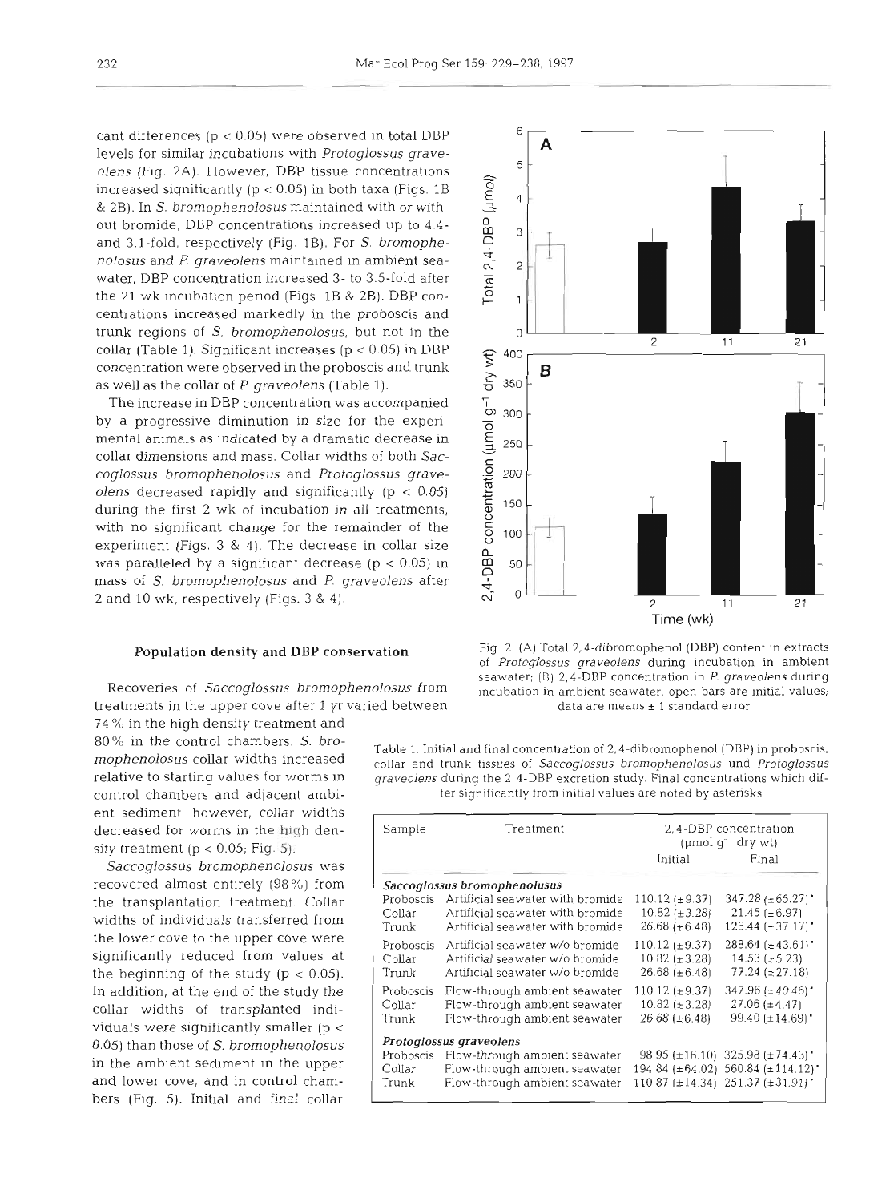cant differences ($p < 0.05$) were observed in total DBP levels for similar incubations with *Protoglossus graveolens* (Fig. 2A). However, DBP tissue concentrations increased significantly ($p < 0.05$) in both taxa (Figs. 1B & 2B). In *S. bromophenolosus* maintained with or without bromide, DBP concentrations increased up to 4.4- and 3.1-fold, respectively (Fig. 1B). For *S. bromophenolosus* and *P. graveolens* maintained in ambient seawater, DBP concentration increased 3- to 3.5-fold after the 21 wk incubation period (Figs. 1B & 2B). DBP concentrations increased markedly in the proboscis and trunk regions of *S. bromophenolosus*, but not in the collar (Table 1). Significant increases ($p < 0.05$) in DBP concentration were observed in the proboscis and trunk as well as the collar of *P. graveolens* (Table 1).

The increase in DBP concentration was accompanied by a progressive diminution in size for the experimental animals as indicated by a dramatic decrease in collar dimensions and mass. Collar widths of both *Saccoglossus bromophenolosus* and *Protoglossus graveolens* decreased rapidly and significantly ($p < 0.05$) during the first 2 wk of incubation in all treatments, with no significant change for the remainder of the experiment (Figs. 3 & 4). The decrease in collar size was paralleled by a significant decrease ($p < 0.05$) in mass of *S. bromophenolosus* and *P. graveolens* after 2 and 10 wk, respectively (Figs. 3 & 4).

Fig. 2. (A) Total 2,4-dibromophenol (DBP) content in extracts of *Protoglossus graveolens* during incubation in ambient seawater; (B) 2,4-DBP concentration in *P. graveolens* during incubation in ambient seawater; open bars are initial values; data are means ± 1 standard error

## Population density and DBP conservation

Recoveries of *Saccoglossus bromophenolosus* from treatments in the upper cove after 1 yr varied between 74% in the high density treatment and 80% in the control chambers. *S. bromophenolosus* collar widths increased relative to starting values for worms in control chambers and adjacent ambient sediment; however, collar widths decreased for worms in the high density treatment ($p < 0.05$; Fig. 5).

*Saccoglossus bromophenolosus* was recovered almost entirely (98%) from the transplantation treatment. Collar widths of individuals transferred from the lower cove to the upper cove were significantly reduced from values at the beginning of the study ($p < 0.05$). In addition, at the end of the study the collar widths of transplanted individuals were significantly smaller ($p < 0.05$) than those of *S. bromophenolosus* in the ambient sediment in the upper and lower cove, and in control chambers (Fig. 5). Initial and final collar

Table 1. Initial and final concentration of 2,4-dibromophenol (DBP) in proboscis, collar and trunk tissues of *Saccoglossus bromophenolosus* and *Protoglossus graveolens* during the 2,4-DBP excretion study. Final concentrations which differ significantly from initial values are noted by asterisks

| Sample | Treatment | 2,4-DBP concentration ($\mu$mol g$^{-1}$ dry wt) | |
|---|---|---|---|
| | | Initial | Final |
| ***Saccoglossus bromophenolusus*** | | | |
| Proboscis | Artificial seawater with bromide | 110.12 (±9.37) | 347.28 (±65.27)* |
| Collar | Artificial seawater with bromide | 10.82 (±3.28) | 21.45 (±6.97) |
| Trunk | Artificial seawater with bromide | 26.68 (±6.48) | 126.44 (±37.17)* |
| Proboscis | Artificial seawater w/o bromide | 110.12 (±9.37) | 288.64 (±43.61)* |
| Collar | Artificial seawater w/o bromide | 10.82 (±3.28) | 14.53 (±5.23) |
| Trunk | Artificial seawater w/o bromide | 26.68 (±6.48) | 77.24 (±27.18) |
| Proboscis | Flow-through ambient seawater | 110.12 (±9.37) | 347.96 (±40.46)* |
| Collar | Flow-through ambient seawater | 10.82 (±3.28) | 27.06 (±4.47) |
| Trunk | Flow-through ambient seawater | 26.68 (±6.48) | 99.40 (±14.69)* |
| ***Protoglossus graveolens*** | | | |
| Proboscis | Flow-through ambient seawater | 98.95 (±16.10) | 325.98 (±74.43)* |
| Collar | Flow-through ambient seawater | 194.84 (±64.02) | 560.84 (±114.12)* |
| Trunk | Flow-through ambient seawater | 110.87 (±14.34) | 251.37 (±31.91)* |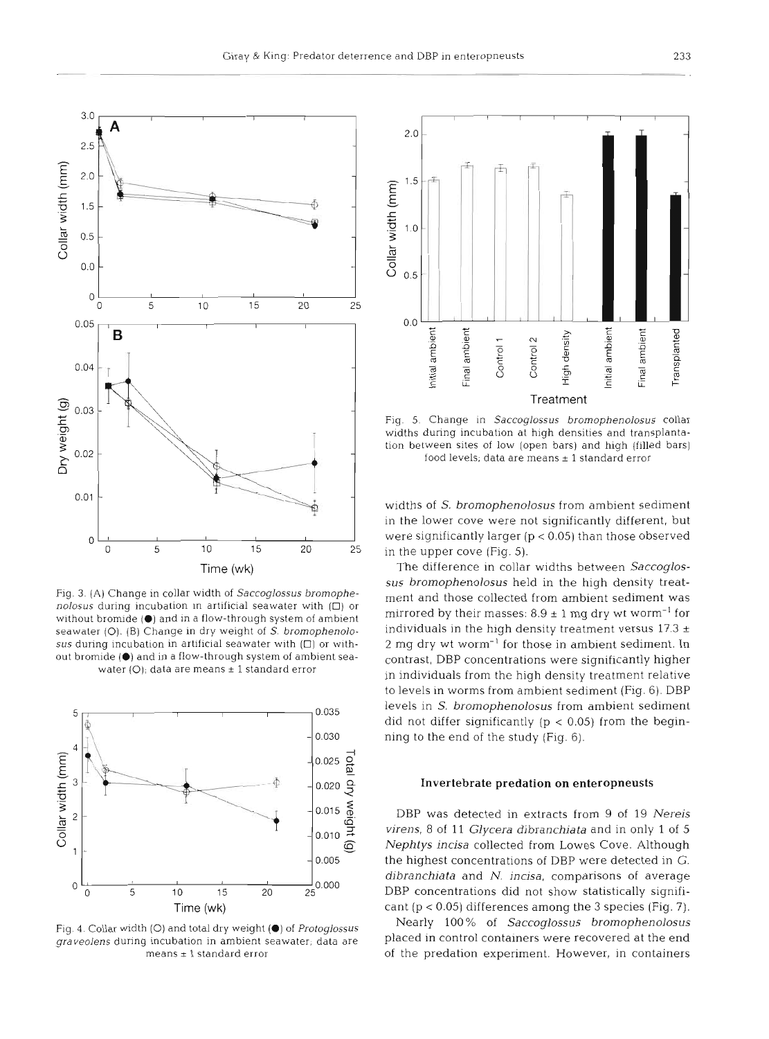Fig. 3. (A) Change in collar width of *Saccoglossus bromophenolosus* during incubation in artificial seawater with (□) or without bromide (●) and in a flow-through system of ambient seawater (O). (B) Change in dry weight of *S. bromophenolosus* during incubation in artificial seawater with (□) or without bromide (●) and in a flow-through system of ambient seawater (O); data are means ± 1 standard error

Fig. 4. Collar width (O) and total dry weight (●) of *Protoglossus graveolens* during incubation in ambient seawater; data are means ± 1 standard error

Fig. 5. Change in *Saccoglossus bromophenolosus* collar widths during incubation at high densities and transplantation between sites of low (open bars) and high (filled bars) food levels; data are means ± 1 standard error

widths of *S. bromophenolosus* from ambient sediment in the lower cove were not significantly different, but were significantly larger ($p < 0.05$) than those observed in the upper cove (Fig. 5).

The difference in collar widths between *Saccoglossus bromophenolosus* held in the high density treatment and those collected from ambient sediment was mirrored by their masses: $8.9 \pm 1$ mg dry wt worm$^{-1}$ for individuals in the high density treatment versus $17.3 \pm 2$ mg dry wt worm$^{-1}$ for those in ambient sediment. In contrast, DBP concentrations were significantly higher in individuals from the high density treatment relative to levels in worms from ambient sediment (Fig. 6). DBP levels in *S. bromophenolosus* from ambient sediment did not differ significantly ($p < 0.05$) from the beginning to the end of the study (Fig. 6).

## Invertebrate predation on enteropneusts

DBP was detected in extracts from 9 of 19 *Nereis virens*, 8 of 11 *Glycera dibranchiata* and in only 1 of 5 *Nephtys incisa* collected from Lowes Cove. Although the highest concentrations of DBP were detected in *G. dibranchiata* and *N. incisa*, comparisons of average DBP concentrations did not show statistically significant ($p < 0.05$) differences among the 3 species (Fig. 7).

Nearly 100% of *Saccoglossus bromophenolosus* placed in control containers were recovered at the end of the predation experiment. However, in containers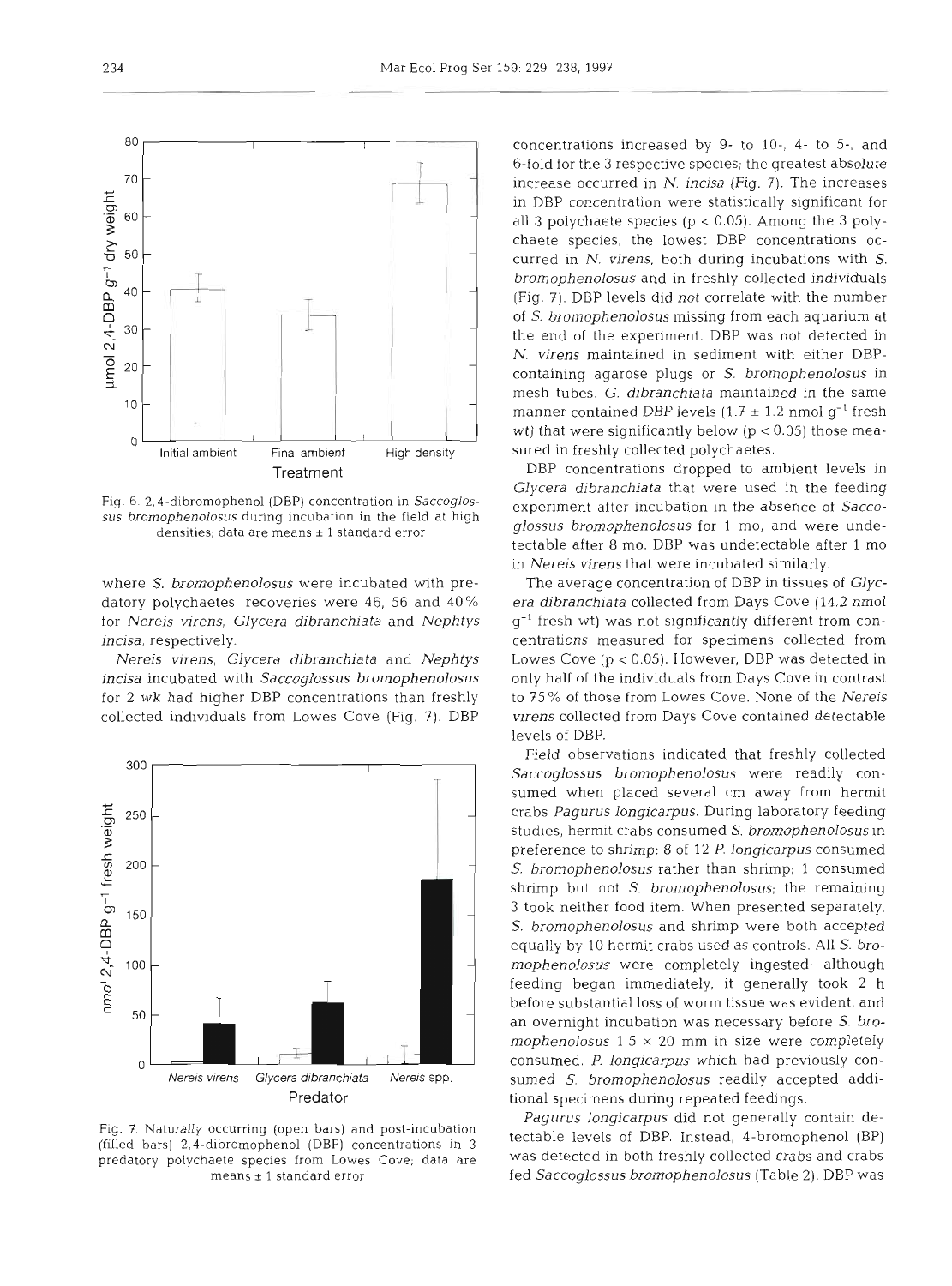Fig. 6. 2,4-dibromophenol (DBP) concentration in *Saccoglossus bromophenolosus* during incubation in the field at high densities; data are means ± 1 standard error

where *S. bromophenolosus* were incubated with predatory polychaetes, recoveries were 46, 56 and 40% for *Nereis virens*, *Glycera dibranchiata* and *Nephtys incisa*, respectively.

*Nereis virens*, *Glycera dibranchiata* and *Nephtys incisa* incubated with *Saccoglossus bromophenolosus* for 2 wk had higher DBP concentrations than freshly collected individuals from Lowes Cove (Fig. 7). DBP concentrations increased by 9- to 10-, 4- to 5-, and 6-fold for the 3 respective species; the greatest absolute increase occurred in *N. incisa* (Fig. 7). The increases in DBP concentration were statistically significant for all 3 polychaete species ($p < 0.05$). Among the 3 polychaete species, the lowest DBP concentrations occurred in *N. virens*, both during incubations with *S. bromophenolosus* and in freshly collected individuals (Fig. 7). DBP levels did *not* correlate with the number of *S. bromophenolosus* missing from each aquarium at the end of the experiment. DBP was not detected in *N. virens* maintained in sediment with either DBP-containing agarose plugs or *S. bromophenolosus* in mesh tubes. *G. dibranchiata* maintained in the same manner contained DBP levels ($1.7 \pm 1.2$ nmol $g^{-1}$ fresh wt) that were significantly below ($p < 0.05$) those measured in freshly collected polychaetes.

Fig. 7. Naturally occurring (open bars) and post-incubation (filled bars) 2,4-dibromophenol (DBP) concentrations in 3 predatory polychaete species from Lowes Cove; data are means ± 1 standard error

DBP concentrations dropped to ambient levels in *Glycera dibranchiata* that were used in the feeding experiment after incubation in the absence of *Saccoglossus bromophenolosus* for 1 mo, and were undetectable after 8 mo. DBP was undetectable after 1 mo in *Nereis virens* that were incubated similarly.

The average concentration of DBP in tissues of *Glycera dibranchiata* collected from Days Cove (14.2 nmol $g^{-1}$ fresh wt) was not significantly different from concentrations measured for specimens collected from Lowes Cove ($p < 0.05$). However, DBP was detected in only half of the individuals from Days Cove in contrast to 75% of those from Lowes Cove. None of the *Nereis virens* collected from Days Cove contained detectable levels of DBP.

Field observations indicated that freshly collected *Saccoglossus bromophenolosus* were readily consumed when placed several cm away from hermit crabs *Pagurus longicarpus*. During laboratory feeding studies, hermit crabs consumed *S. bromophenolosus* in preference to shrimp: 8 of 12 *P. longicarpus* consumed *S. bromophenolosus* rather than shrimp; 1 consumed shrimp but not *S. bromophenolosus*; the remaining 3 took neither food item. When presented separately, *S. bromophenolosus* and shrimp were both accepted equally by 10 hermit crabs used as controls. All *S. bromophenolosus* were completely ingested; although feeding began immediately, it generally took 2 h before substantial loss of worm tissue was evident, and an overnight incubation was necessary before *S. bromophenolosus* $1.5 \times 20$ mm in size were completely consumed. *P. longicarpus* which had previously consumed *S. bromophenolosus* readily accepted additional specimens during repeated feedings.

*Pagurus longicarpus* did not generally contain detectable levels of DBP. Instead, 4-bromophenol (BP) was detected in both freshly collected crabs and crabs fed *Saccoglossus bromophenolosus* (Table 2). DBP was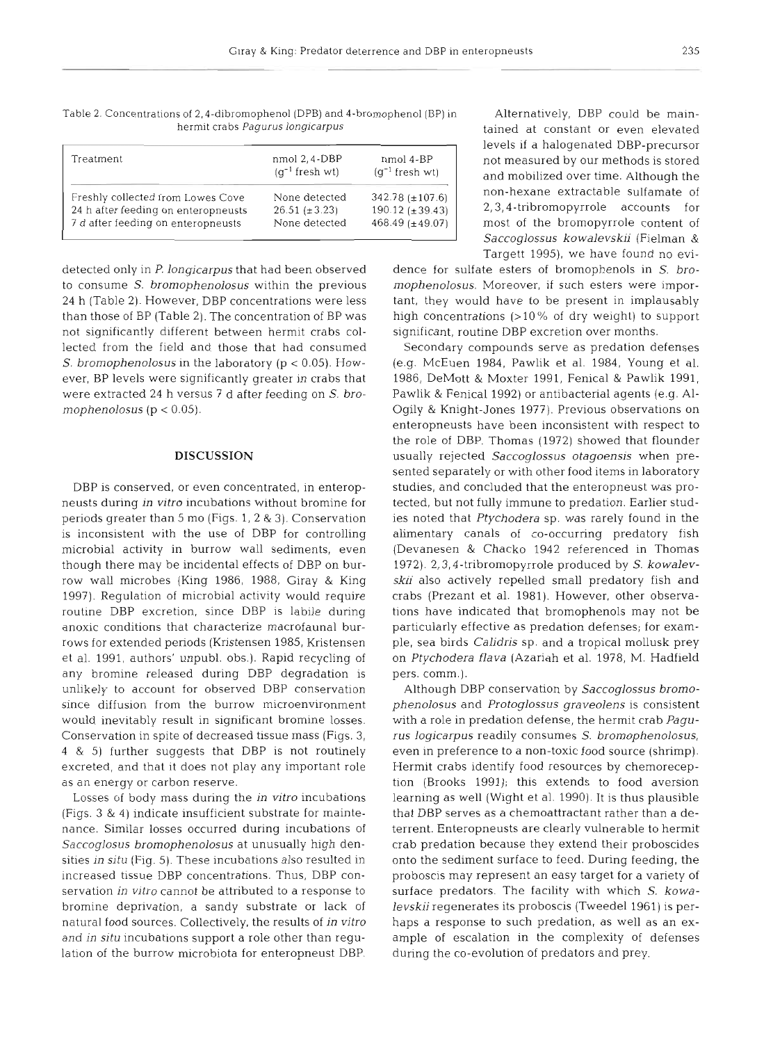Table 2. Concentrations of 2,4-dibromophenol (DPB) and 4-bromophenol (BP) in hermit crabs *Pagurus longicarpus*

| Treatment | nmol 2,4-DBP ($g^{-1}$ fresh wt) | nmol 4-BP ($g^{-1}$ fresh wt) |
|---|---|---|
| Freshly collected from Lowes Cove | None detected | 342.78 (±107.6) |
| 24 h after feeding on enteropneusts | 26.51 (±3.23) | 190.12 (±39.43) |
| 7 d after feeding on enteropneusts | None detected | 468.49 (±49.07) |

detected only in *P. longicarpus* that had been observed to consume *S. bromophenolosus* within the previous 24 h (Table 2). However, DBP concentrations were less than those of BP (Table 2). The concentration of BP was not significantly different between hermit crabs collected from the field and those that had consumed *S. bromophenolosus* in the laboratory ($p < 0.05$). However, BP levels were significantly greater in crabs that were extracted 24 h versus 7 d after feeding on *S. bromophenolosus* ($p < 0.05$).

## DISCUSSION

DBP is conserved, or even concentrated, in enteropneusts during *in vitro* incubations without bromine for periods greater than 5 mo (Figs. 1, 2 & 3). Conservation is inconsistent with the use of DBP for controlling microbial activity in burrow wall sediments, even though there may be incidental effects of DBP on burrow wall microbes (King 1986, 1988, Giray & King 1997). Regulation of microbial activity would require routine DBP excretion, since DBP is labile during anoxic conditions that characterize macrofaunal burrows for extended periods (Kristensen 1985, Kristensen et al. 1991, authors' unpubl. obs.). Rapid recycling of any bromine released during DBP degradation is unlikely to account for observed DBP conservation since diffusion from the burrow microenvironment would inevitably result in significant bromine losses. Conservation in spite of decreased tissue mass (Figs. 3, 4 & 5) further suggests that DBP is not routinely excreted, and that it does not play any important role as an energy or carbon reserve.

Losses of body mass during the *in vitro* incubations (Figs. 3 & 4) indicate insufficient substrate for maintenance. Similar losses occurred during incubations of *Saccoglosus bromophenolosus* at unusually high densities *in situ* (Fig. 5). These incubations also resulted in increased tissue DBP concentrations. Thus, DBP conservation *in vitro* cannot be attributed to a response to bromine deprivation, a sandy substrate or lack of natural food sources. Collectively, the results of *in vitro* and *in situ* incubations support a role other than regulation of the burrow microbiota for enteropneust DBP.

Alternatively, DBP could be maintained at constant or even elevated levels if a halogenated DBP-precursor not measured by our methods is stored and mobilized over time. Although the non-hexane extractable sulfamate of 2,3,4-tribromopyrrole accounts for most of the bromopyrrole content of *Saccoglossus kowalevskii* (Fielman & Targett 1995), we have found no evidence for sulfate esters of bromophenols in *S. bromophenolosus*. Moreover, if such esters were important, they would have to be present in implausably high concentrations (>10% of dry weight) to support significant, routine DBP excretion over months.

Secondary compounds serve as predation defenses (e.g. McEuen 1984, Pawlik et al. 1984, Young et al. 1986, DeMott & Moxter 1991, Fenical & Pawlik 1991, Pawlik & Fenical 1992) or antibacterial agents (e.g. Al-Ogily & Knight-Jones 1977). Previous observations on enteropneusts have been inconsistent with respect to the role of DBP. Thomas (1972) showed that flounder usually rejected *Saccoglossus otagoensis* when presented separately or with other food items in laboratory studies, and concluded that the enteropneust was protected, but not fully immune to predation. Earlier studies noted that *Ptychodera* sp. was rarely found in the alimentary canals of co-occurring predatory fish (Devanesen & Chacko 1942 referenced in Thomas 1972). 2,3,4-tribromopyrrole produced by *S. kowalevskii* also actively repelled small predatory fish and crabs (Prezant et al. 1981). However, other observations have indicated that bromophenols may not be particularly effective as predation defenses; for example, sea birds *Calidris* sp. and a tropical mollusk prey on *Ptychodera flava* (Azariah et al. 1978, M. Hadfield pers. comm.).

Although DBP conservation by *Saccoglossus bromophenolosus* and *Protoglossus graveolens* is consistent with a role in predation defense, the hermit crab *Pagurus logicarpus* readily consumes *S. bromophenolosus*, even in preference to a non-toxic food source (shrimp). Hermit crabs identify food resources by chemoreception (Brooks 1991); this extends to food aversion learning as well (Wight et al. 1990). It is thus plausible that DBP serves as a chemoattractant rather than a deterrent. Enteropneusts are clearly vulnerable to hermit crab predation because they extend their proboscides onto the sediment surface to feed. During feeding, the proboscis may represent an easy target for a variety of surface predators. The facility with which *S. kowalevskii* regenerates its proboscis (Tweedel 1961) is perhaps a response to such predation, as well as an example of escalation in the complexity of defenses during the co-evolution of predators and prey.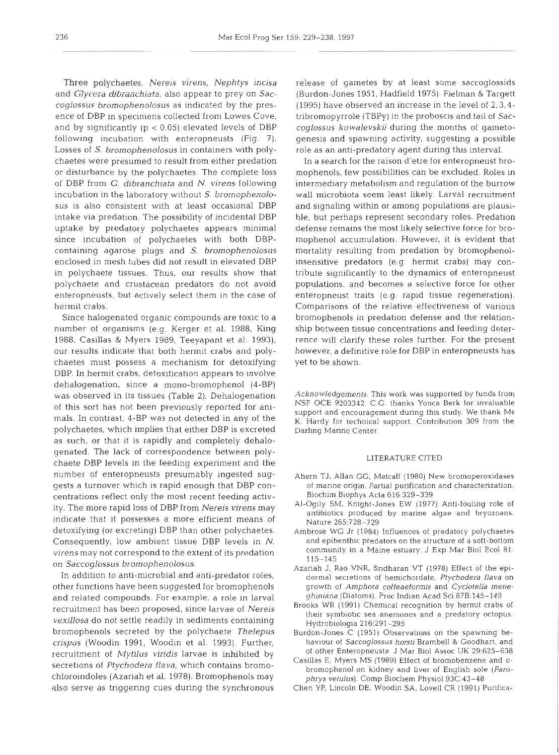Three polychaetes, *Nereis virens*, *Nephtys incisa* and *Glycera dibranchiata*, also appear to prey on *Saccoglossus bromophenolosus* as indicated by the presence of DBP in specimens collected from Lowes Cove, and by significantly ($p < 0.05$) elevated levels of DBP following incubation with enteropneusts (Fig. 7). Losses of *S. bromophenolosus* in containers with polychaetes were presumed to result from either predation or disturbance by the polychaetes. The complete loss of DBP from *G. dibranchiata* and *N. virens* following incubation in the laboratory without *S. bromophenolosus* is also consistent with at least occasional DBP intake via predation. The possibility of incidental DBP uptake by predatory polychaetes appears minimal since incubation of polychaetes with both DBP-containing agarose plugs and *S. bromophenolosus* enclosed in mesh tubes did not result in elevated DBP in polychaete tissues. Thus, our results show that polychaete and crustacean predators do not avoid enteropneusts, but actively select them in the case of hermit crabs.

Since halogenated organic compounds are toxic to a number of organisms (e.g. Kerger et al. 1988, King 1988, Casillas & Myers 1989, Teeyapant et al. 1993), our results indicate that both hermit crabs and polychaetes must possess a mechanism for detoxifying DBP. In hermit crabs, detoxification appears to involve dehalogenation, since a mono-bromophenol (4-BP) was observed in its tissues (Table 2). Dehalogenation of this sort has not been previously reported for animals. In contrast, 4-BP was not detected in any of the polychaetes, which implies that either DBP is excreted as such, or that it is rapidly and completely dehalogenated. The lack of correspondence between polychaete DBP levels in the feeding experiment and the number of enteropneusts presumably ingested suggests a turnover which is rapid enough that DBP concentrations reflect only the most recent feeding activity. The more rapid loss of DBP from *Nereis virens* may indicate that it possesses a more efficient means of detoxifying (or excreting) DBP than other polychaetes. Consequently, low ambient tissue DBP levels in *N. virens* may not correspond to the extent of its predation on *Saccoglossus bromophenolosus*.

In addition to anti-microbial and anti-predator roles, other functions have been suggested for bromophenols and related compounds. For example, a role in larval recruitment has been proposed, since larvae of *Nereis vexillosa* do not settle readily in sediments containing bromophenols secreted by the polychaete *Thelepus crispus* (Woodin 1991, Woodin et al. 1993). Further, recruitment of *Mytilus viridis* larvae is inhibited by secretions of *Ptychodera flava*, which contains bromochloroindoles (Azariah et al. 1978). Bromophenols may also serve as triggering cues during the synchronous release of gametes by at least some saccoglossids (Burdon-Jones 1951, Hadfield 1975). Fielman & Targett (1995) have observed an increase in the level of 2,3,4-tribromopyrrole (TBPy) in the proboscis and tail of *Saccoglossus kowalevskii* during the months of gametogenesis and spawning activity, suggesting a possible role as an anti-predatory agent during this interval.

In a search for the raison d'etre for enteropneust bromophenols, few possibilities can be excluded. Roles in intermediary metabolism and regulation of the burrow wall microbiota seem least likely. Larval recruitment and signaling within or among populations are plausible, but perhaps represent secondary roles. Predation defense remains the most likely selective force for bromophenol accumulation. However, it is evident that mortality resulting from predation by bromophenol-insensitive predators (e.g. hermit crabs) may contribute significantly to the dynamics of enteropneust populations, and becomes a selective force for other enteropneust traits (e.g. rapid tissue regeneration). Comparisons of the relative effectiveness of various bromophenols in predation defense and the relationship between tissue concentrations and feeding deterrence will clarify these roles further. For the present however, a definitive role for DBP in enteropneusts has yet to be shown.

*Acknowledgements.* This work was supported by funds from NSF OCE 9203342. C.G. thanks Yonca Berk for invaluable support and encouragement during this study. We thank Ms K. Hardy for technical support. Contribution 309 from the Darling Marine Center.

## LITERATURE CITED

Ahern TJ, Allan GG, Metcalf (1980) New bromoperoxidases of marine origin. Partial purification and characterization. Biochim Biophys Acta 616:329–339

Al-Ogily SM, Knight-Jones EW (1977) Anti-fouling role of antibiotics produced by marine algae and bryozoans. Nature 265:728–729

Ambrose WG Jr (1984) Influences of predatory polychaetes and epibenthic predators on the structure of a soft-bottom community in a Maine estuary. J Exp Mar Biol Ecol 81: 115–145

Azariah J, Rao VNR, Sridharan VT (1978) Effect of the epidermal secretions of hemichordate, *Ptychodera flava* on growth of *Amphora coffeaeformis* and *Cyclotella meneghiniana* (Diatoms). Proc Indian Acad Sci 87B:145–149

Brooks WR (1991) Chemical recognition by hermit crabs of their symbiotic sea anemones and a predatory octopus. Hydrobiologia 216:291–295

Burdon-Jones C (1951) Observations on the spawning behaviour of *Saccoglossus horsti* Brambell & Goodhart, and of other Enteropneusta. J Mar Biol Assoc UK 29:625–638

Casillas E, Myers MS (1989) Effect of bromobenzene and o-bromophenol on kidney and liver of English sole (*Parophrys vetulus*). Comp Biochem Physiol 93C:43–48

Chen YP, Lincoln DE, Woodin SA, Lovell CR (1991) Purifica-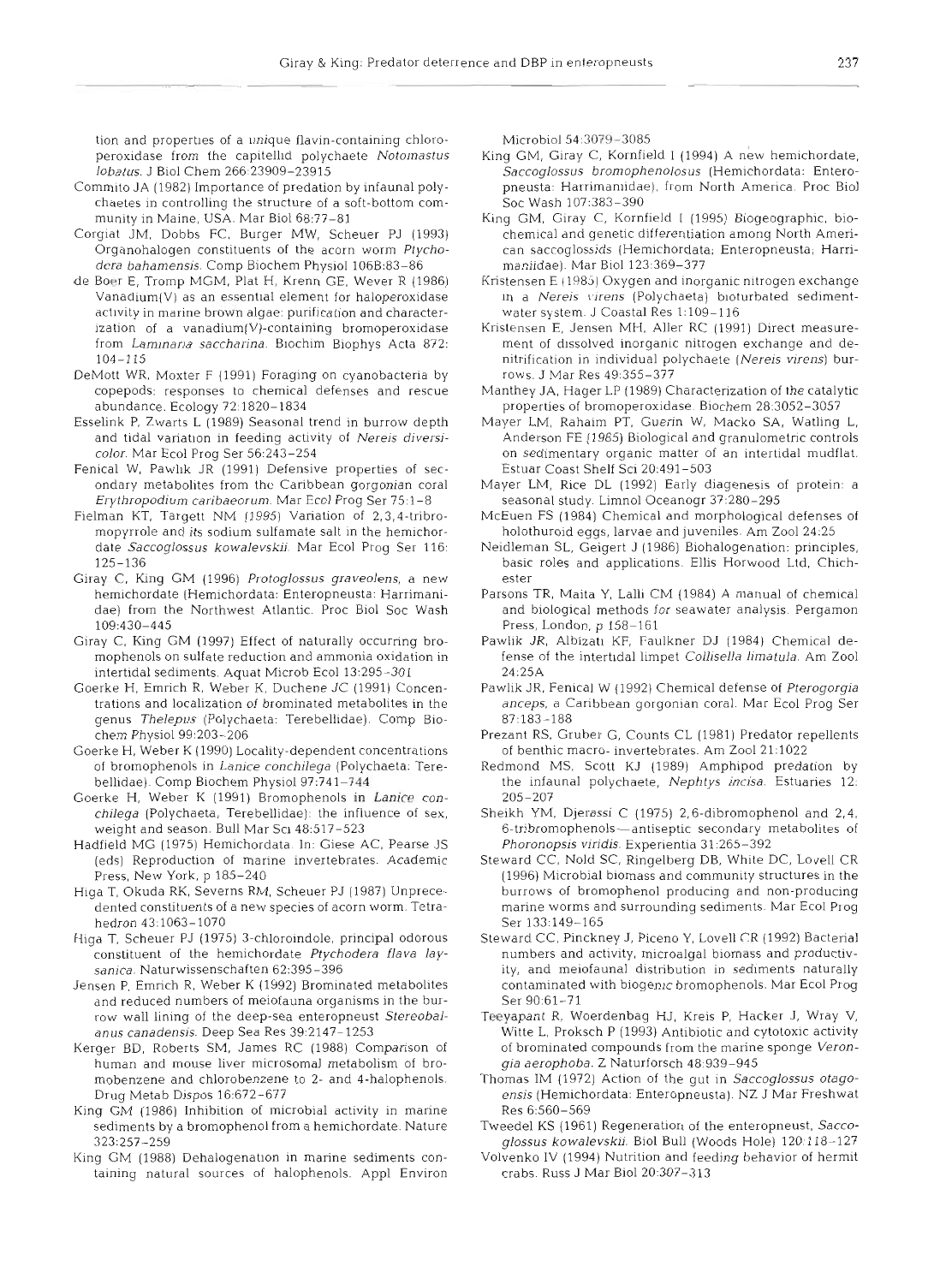tion and properties of a unique flavin-containing chloroperoxidase from the capitellid polychaete *Notomastus lobatus*. J Biol Chem 266:23909–23915

Commito JA (1982) Importance of predation by infaunal polychaetes in controlling the structure of a soft-bottom community in Maine, USA. Mar Biol 68:77–81

Corgiat JM, Dobbs FC, Burger MW, Scheuer PJ (1993) Organohalogen constituents of the acorn worm *Ptychodera bahamensis*. Comp Biochem Physiol 106B:83–86

de Boer E, Tromp MGM, Plat H, Krenn GE, Wever R (1986) Vanadium(V) as an essential element for haloperoxidase activity in marine brown algae: purification and characterization of a vanadium(V)-containing bromoperoxidase from *Laminaria saccharina*. Biochim Biophys Acta 872: 104–115

DeMott WR, Moxter F (1991) Foraging on cyanobacteria by copepods: responses to chemical defenses and rescue abundance. Ecology 72:1820–1834

Esselink P, Zwarts L (1989) Seasonal trend in burrow depth and tidal variation in feeding activity of *Nereis diversicolor*. Mar Ecol Prog Ser 56:243–254

Fenical W, Pawlik JR (1991) Defensive properties of secondary metabolites from the Caribbean gorgonian coral *Erythropodium caribaeorum*. Mar Ecol Prog Ser 75:1–8

Fielman KT, Targett NM (1995) Variation of 2,3,4-tribromopyrrole and its sodium sulfamate salt in the hemichordate *Saccoglossus kowalevskii*. Mar Ecol Prog Ser 116: 125–136

Giray C, King GM (1996) *Protoglossus graveolens*, a new hemichordate (Hemichordata: Enteropneusta: Harrimaniidae) from the Northwest Atlantic. Proc Biol Soc Wash 109:430–445

Giray C, King GM (1997) Effect of naturally occurring bromophenols on sulfate reduction and ammonia oxidation in intertidal sediments. Aquat Microb Ecol 13:295–301

Goerke H, Emrich R, Weber K, Duchene JC (1991) Concentrations and localization of brominated metabolites in the genus *Thelepus* (Polychaeta: Terebellidae). Comp Biochem Physiol 99:203–206

Goerke H, Weber K (1990) Locality-dependent concentrations of bromophenols in *Lanice conchilega* (Polychaeta: Terebellidae). Comp Biochem Physiol 97:741–744

Goerke H, Weber K (1991) Bromophenols in *Lanice conchilega* (Polychaeta, Terebellidae): the influence of sex, weight and season. Bull Mar Sci 48:517–523

Hadfield MG (1975) Hemichordata. In: Giese AC, Pearse JS (eds) Reproduction of marine invertebrates. Academic Press, New York, p 185–240

Higa T, Okuda RK, Severns RM, Scheuer PJ (1987) Unprecedented constituents of a new species of acorn worm. Tetrahedron 43:1063–1070

Higa T, Scheuer PJ (1975) 3-chloroindole, principal odorous constituent of the hemichordate *Ptychodera flava laysanica*. Naturwissenschaften 62:395–396

Jensen P, Emrich R, Weber K (1992) Brominated metabolites and reduced numbers of meiofauna organisms in the burrow wall lining of the deep-sea enteropneust *Stereobalanus canadensis*. Deep Sea Res 39:2147–1253

Kerger BD, Roberts SM, James RC (1988) Comparison of human and mouse liver microsomal metabolism of bromobenzene and chlorobenzene to 2- and 4-halophenols. Drug Metab Dispos 16:672–677

King GM (1986) Inhibition of microbial activity in marine sediments by a bromophenol from a hemichordate. Nature 323:257–259

King GM (1988) Dehalogenation in marine sediments containing natural sources of halophenols. Appl Environ Microbiol 54:3079–3085

King GM, Giray C, Kornfield I (1994) A new hemichordate, *Saccoglossus bromophenolosus* (Hemichordata: Enteropneusta: Harrimaniidae), from North America. Proc Biol Soc Wash 107:383–390

King GM, Giray C, Kornfield I (1995) Biogeographic, biochemical and genetic differentiation among North American saccoglossids (Hemichordata; Enteropneusta; Harrimaniidae). Mar Biol 123:369–377

Kristensen E (1985) Oxygen and inorganic nitrogen exchange in a *Nereis virens* (Polychaeta) bioturbated sediment-water system. J Coastal Res 1:109–116

Kristensen E, Jensen MH, Aller RC (1991) Direct measurement of dissolved inorganic nitrogen exchange and denitrification in individual polychaete (*Nereis virens*) burrows. J Mar Res 49:355–377

Manthey JA, Hager LP (1989) Characterization of the catalytic properties of bromoperoxidase. Biochem 28:3052–3057

Mayer LM, Rahaim PT, Guerin W, Macko SA, Watling L, Anderson FE (1985) Biological and granulometric controls on sedimentary organic matter of an intertidal mudflat. Estuar Coast Shelf Sci 20:491–503

Mayer LM, Rice DL (1992) Early diagenesis of protein: a seasonal study. Limnol Oceanogr 37:280–295

McEuen FS (1984) Chemical and morphological defenses of holothuroid eggs, larvae and juveniles. Am Zool 24:25

Neidleman SL, Geigert J (1986) Biohalogenation: principles, basic roles and applications. Ellis Horwood Ltd, Chichester

Parsons TR, Maita Y, Lalli CM (1984) A manual of chemical and biological methods for seawater analysis. Pergamon Press, London, p 158–161

Pawlik JR, Albizati KF, Faulkner DJ (1984) Chemical defense of the intertidal limpet *Collisella limatula*. Am Zool 24:25A

Pawlik JR, Fenical W (1992) Chemical defense of *Pterogorgia anceps*, a Caribbean gorgonian coral. Mar Ecol Prog Ser 87:183–188

Prezant RS, Gruber G, Counts CL (1981) Predator repellents of benthic macro-invertebrates. Am Zool 21:1022

Redmond MS, Scott KJ (1989) Amphipod predation by the infaunal polychaete, *Nephtys incisa*. Estuaries 12: 205–207

Sheikh YM, Djerassi C (1975) 2,6-dibromophenol and 2,4,6-tribromophenols—antiseptic secondary metabolites of *Phoronopsis viridis*. Experientia 31:265–392

Steward CC, Nold SC, Ringelberg DB, White DC, Lovell CR (1996) Microbial biomass and community structures in the burrows of bromophenol producing and non-producing marine worms and surrounding sediments. Mar Ecol Prog Ser 133:149–165

Steward CC, Pinckney J, Piceno Y, Lovell CR (1992) Bacterial numbers and activity, microalgal biomass and productivity, and meiofaunal distribution in sediments naturally contaminated with biogenic bromophenols. Mar Ecol Prog Ser 90:61–71

Teeyapant R, Woerdenbag HJ, Kreis P, Hacker J, Wray V, Witte L, Proksch P (1993) Antibiotic and cytotoxic activity of brominated compounds from the marine sponge *Verongia aerophoba*. Z Naturforsch 48:939–945

Thomas IM (1972) Action of the gut in *Saccoglossus otagoensis* (Hemichordata: Enteropneusta). NZ J Mar Freshwat Res 6:560–569

Tweedel KS (1961) Regeneration of the enteropneust, *Saccoglossus kowalevskii*. Biol Bull (Woods Hole) 120:118–127

Volvenko IV (1994) Nutrition and feeding behavior of hermit crabs. Russ J Mar Biol 20:307–313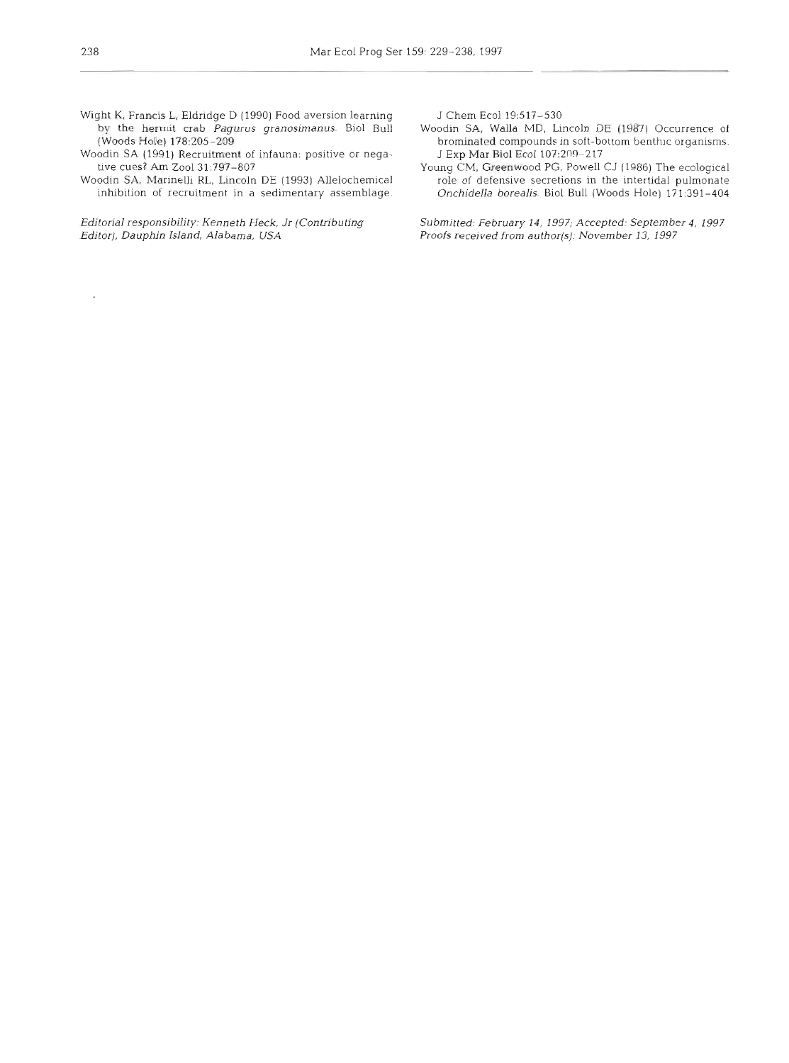Wight K, Francis L, Eldridge D (1990) Food aversion learning by the hermit crab *Pagurus granosimanus*. Biol Bull (Woods Hole) 178:205–209

Woodin SA (1991) Recruitment of infauna: positive or negative cues? Am Zool 31:797–807

Woodin SA, Marinelli RL, Lincoln DE (1993) Allelochemical inhibition of recruitment in a sedimentary assemblage. J Chem Ecol 19:517–530

Woodin SA, Walla MD, Lincoln DE (1987) Occurrence of brominated compounds in soft-bottom benthic organisms. J Exp Mar Biol Ecol 107:209–217

Young CM, Greenwood PG, Powell CJ (1986) The ecological role of defensive secretions in the intertidal pulmonate *Onchidella borealis*. Biol Bull (Woods Hole) 171:391–404

*Editorial responsibility: Kenneth Heck, Jr (Contributing Editor), Dauphin Island, Alabama, USA*

*Submitted: February 14, 1997; Accepted: September 4, 1997*
*Proofs received from author(s): November 13, 1997*